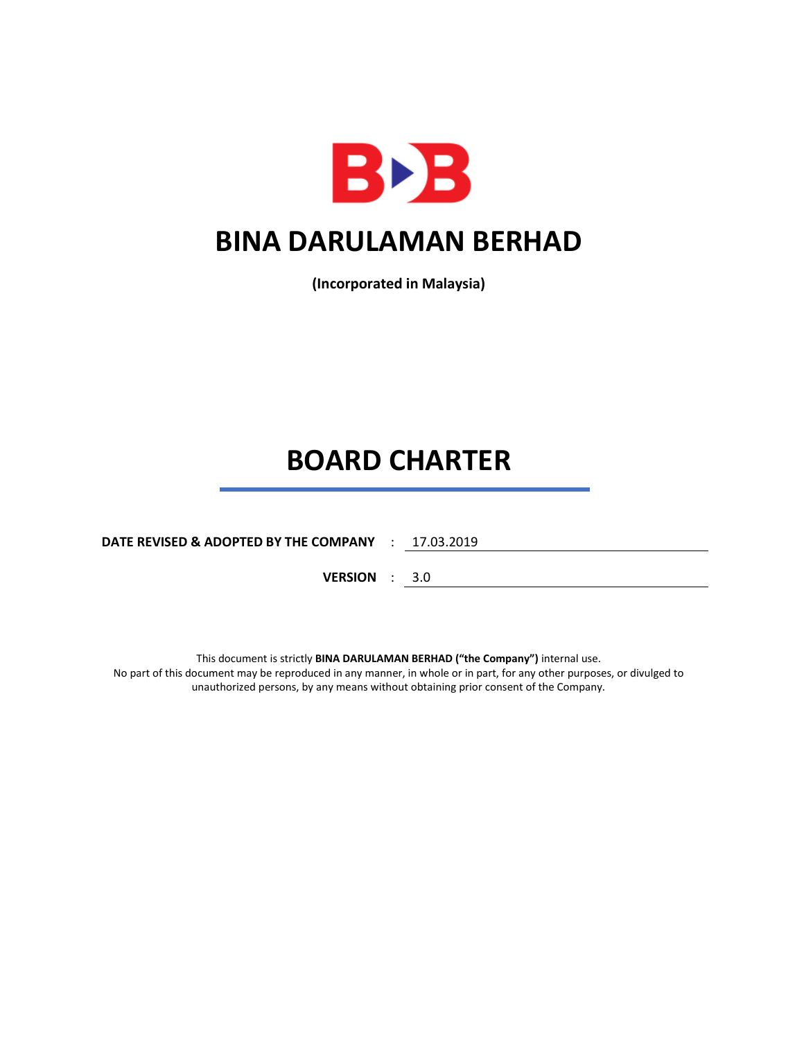# BINA DARULAMAN BERHAD

**(Incorporated in Malaysia)**

# BOARD CHARTER

**DATE REVISED & ADOPTED BY THE COMPANY** : 17.03.2019

**VERSION** : 3.0

This document is strictly **BINA DARULAMAN BERHAD ("the Company")** internal use.
No part of this document may be reproduced in any manner, in whole or in part, for any other purposes, or divulged to unauthorized persons, by any means without obtaining prior consent of the Company.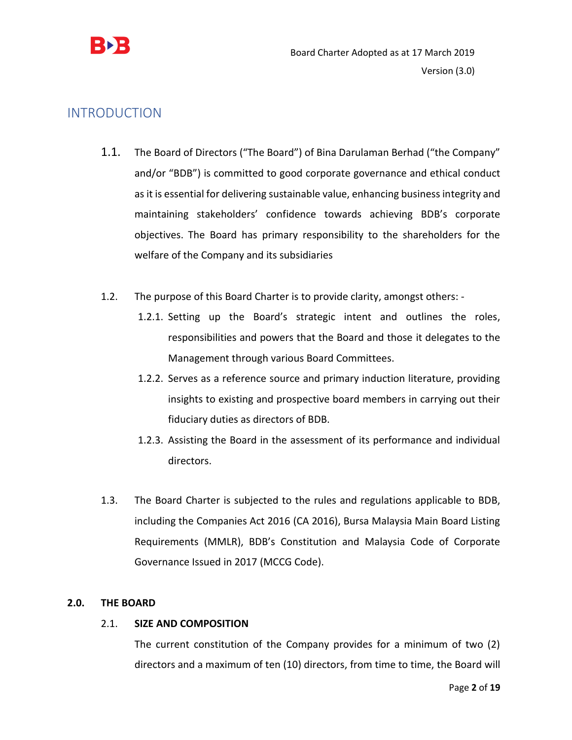# INTRODUCTION

1.1. The Board of Directors ("The Board") of Bina Darulaman Berhad ("the Company" and/or "BDB") is committed to good corporate governance and ethical conduct as it is essential for delivering sustainable value, enhancing business integrity and maintaining stakeholders' confidence towards achieving BDB's corporate objectives. The Board has primary responsibility to the shareholders for the welfare of the Company and its subsidiaries

1.2. The purpose of this Board Charter is to provide clarity, amongst others: -

1.2.1. Setting up the Board's strategic intent and outlines the roles, responsibilities and powers that the Board and those it delegates to the Management through various Board Committees.

1.2.2. Serves as a reference source and primary induction literature, providing insights to existing and prospective board members in carrying out their fiduciary duties as directors of BDB.

1.2.3. Assisting the Board in the assessment of its performance and individual directors.

1.3. The Board Charter is subjected to the rules and regulations applicable to BDB, including the Companies Act 2016 (CA 2016), Bursa Malaysia Main Board Listing Requirements (MMLR), BDB's Constitution and Malaysia Code of Corporate Governance Issued in 2017 (MCCG Code).

## 2.0. THE BOARD

### 2.1. SIZE AND COMPOSITION

The current constitution of the Company provides for a minimum of two (2) directors and a maximum of ten (10) directors, from time to time, the Board will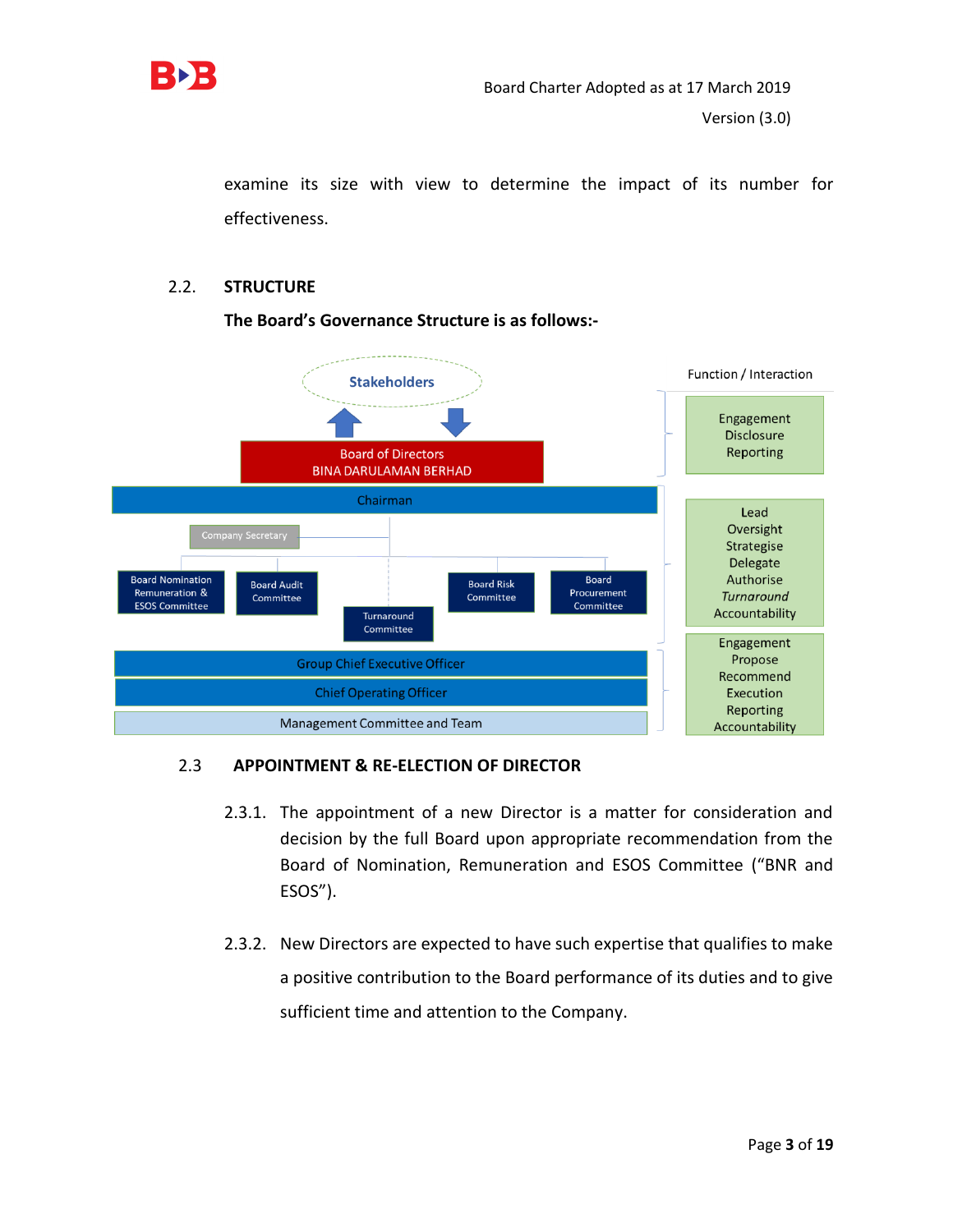examine its size with view to determine the impact of its number for effectiveness.

## 2.2. STRUCTURE

**The Board's Governance Structure is as follows:-**

Stakeholders

Board of Directors
BINA DARULAMAN BERHAD

Chairman

Company Secretary

Board Nomination Remuneration & ESOS Committee | Board Audit Committee | Turnaround Committee | Board Risk Committee | Board Procurement Committee

Group Chief Executive Officer

Chief Operating Officer

Management Committee and Team

Function / Interaction

- Engagement, Disclosure, Reporting
- Lead, Oversight, Strategise, Delegate, Authorise, *Turnaround*, Accountability
- Engagement, Propose, Recommend, Execution, Reporting, Accountability

## 2.3 APPOINTMENT & RE-ELECTION OF DIRECTOR

2.3.1. The appointment of a new Director is a matter for consideration and decision by the full Board upon appropriate recommendation from the Board of Nomination, Remuneration and ESOS Committee ("BNR and ESOS").

2.3.2. New Directors are expected to have such expertise that qualifies to make a positive contribution to the Board performance of its duties and to give sufficient time and attention to the Company.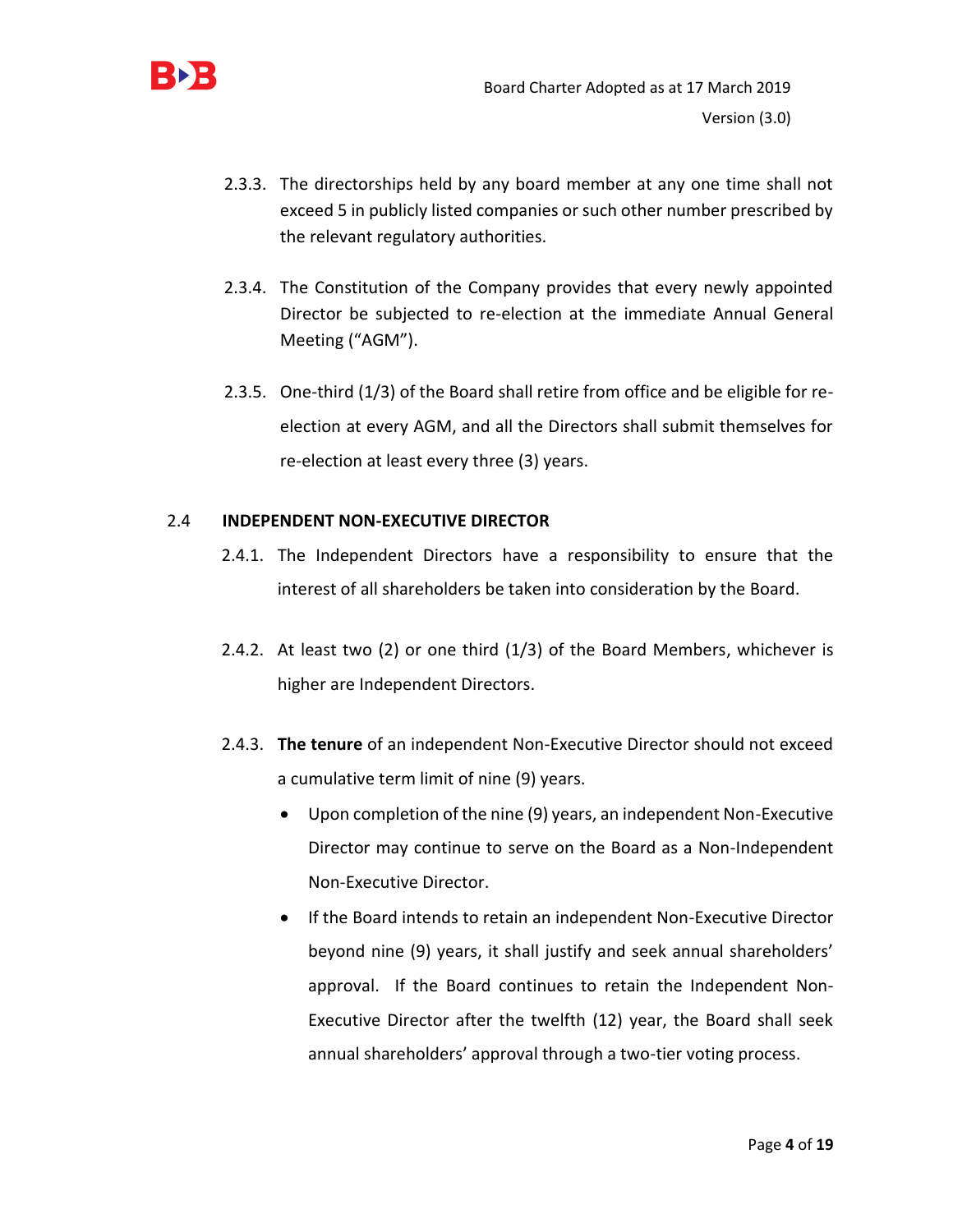2.3.3. The directorships held by any board member at any one time shall not exceed 5 in publicly listed companies or such other number prescribed by the relevant regulatory authorities.

2.3.4. The Constitution of the Company provides that every newly appointed Director be subjected to re-election at the immediate Annual General Meeting ("AGM").

2.3.5. One-third (1/3) of the Board shall retire from office and be eligible for re-election at every AGM, and all the Directors shall submit themselves for re-election at least every three (3) years.

## 2.4 INDEPENDENT NON-EXECUTIVE DIRECTOR

2.4.1. The Independent Directors have a responsibility to ensure that the interest of all shareholders be taken into consideration by the Board.

2.4.2. At least two (2) or one third (1/3) of the Board Members, whichever is higher are Independent Directors.

2.4.3. **The tenure** of an independent Non-Executive Director should not exceed a cumulative term limit of nine (9) years.

- Upon completion of the nine (9) years, an independent Non-Executive Director may continue to serve on the Board as a Non-Independent Non-Executive Director.
- If the Board intends to retain an independent Non-Executive Director beyond nine (9) years, it shall justify and seek annual shareholders' approval. If the Board continues to retain the Independent Non-Executive Director after the twelfth (12) year, the Board shall seek annual shareholders' approval through a two-tier voting process.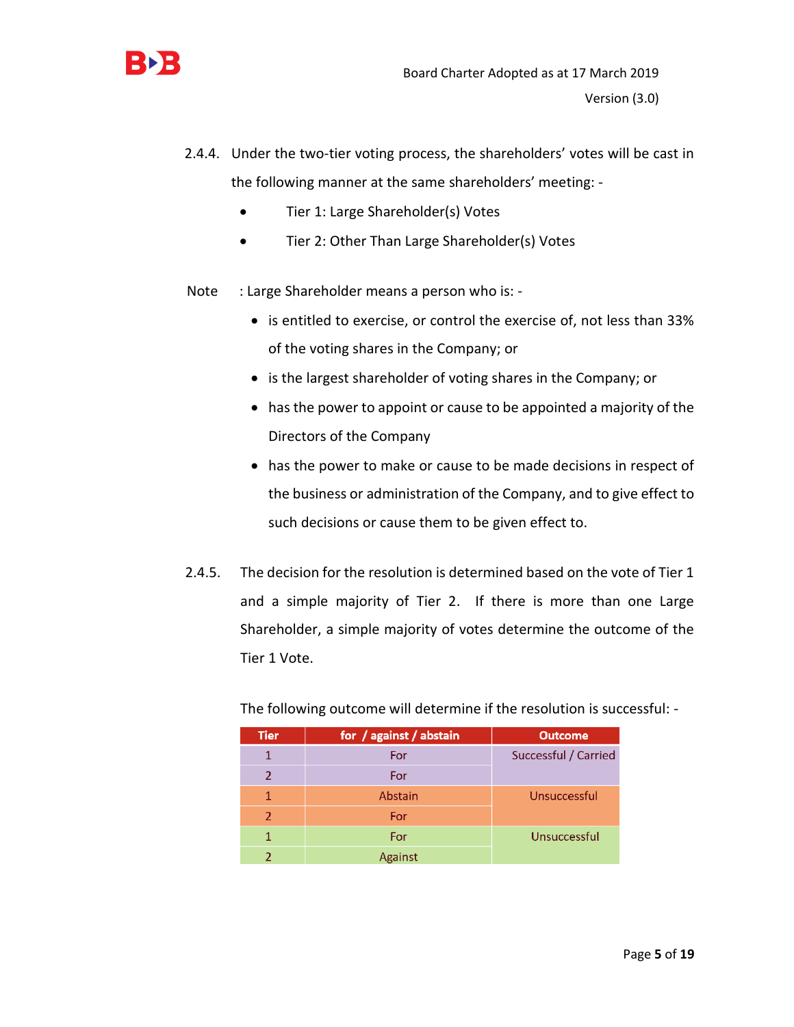2.4.4. Under the two-tier voting process, the shareholders' votes will be cast in the following manner at the same shareholders' meeting: -

- Tier 1: Large Shareholder(s) Votes
- Tier 2: Other Than Large Shareholder(s) Votes

Note : Large Shareholder means a person who is: -

- is entitled to exercise, or control the exercise of, not less than 33% of the voting shares in the Company; or
- is the largest shareholder of voting shares in the Company; or
- has the power to appoint or cause to be appointed a majority of the Directors of the Company
- has the power to make or cause to be made decisions in respect of the business or administration of the Company, and to give effect to such decisions or cause them to be given effect to.

2.4.5. The decision for the resolution is determined based on the vote of Tier 1 and a simple majority of Tier 2. If there is more than one Large Shareholder, a simple majority of votes determine the outcome of the Tier 1 Vote.

The following outcome will determine if the resolution is successful: -

| Tier | for / against / abstain | Outcome |
|---|---|---|
| 1 | For | Successful / Carried |
| 2 | For | |
| 1 | Abstain | Unsuccessful |
| 2 | For | |
| 1 | For | Unsuccessful |
| 2 | Against | |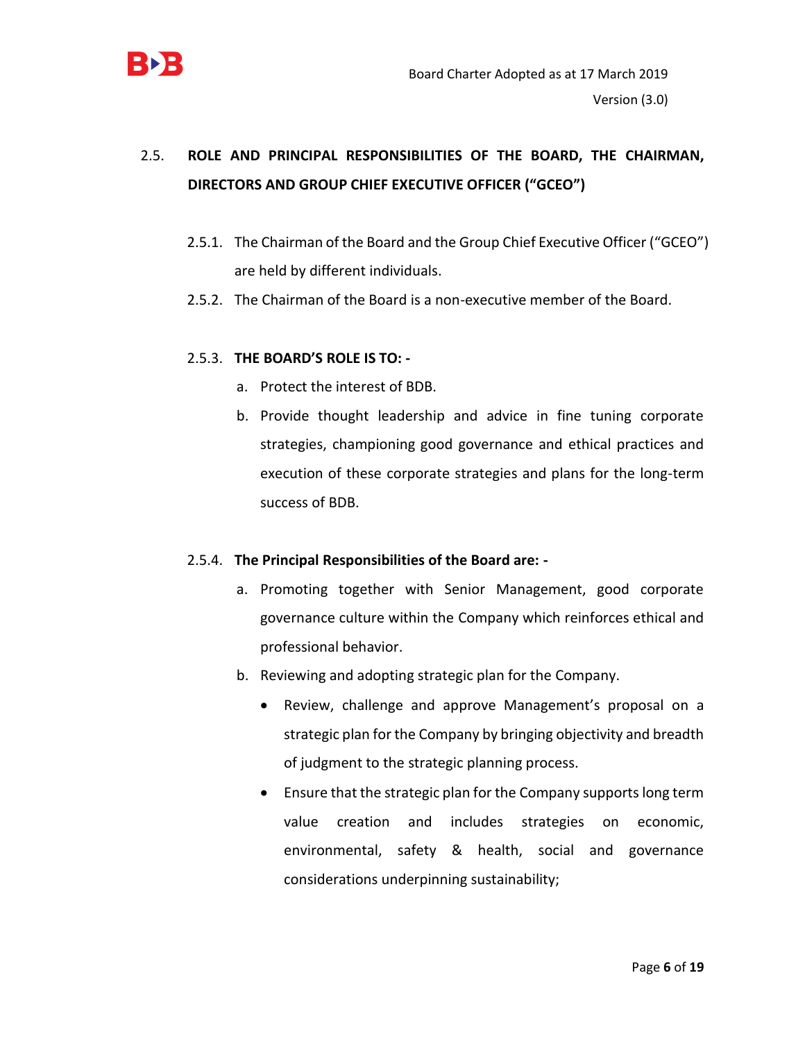## 2.5. ROLE AND PRINCIPAL RESPONSIBILITIES OF THE BOARD, THE CHAIRMAN, DIRECTORS AND GROUP CHIEF EXECUTIVE OFFICER ("GCEO")

2.5.1. The Chairman of the Board and the Group Chief Executive Officer ("GCEO") are held by different individuals.

2.5.2. The Chairman of the Board is a non-executive member of the Board.

### 2.5.3. THE BOARD'S ROLE IS TO: -

a. Protect the interest of BDB.

b. Provide thought leadership and advice in fine tuning corporate strategies, championing good governance and ethical practices and execution of these corporate strategies and plans for the long-term success of BDB.

### 2.5.4. The Principal Responsibilities of the Board are: -

a. Promoting together with Senior Management, good corporate governance culture within the Company which reinforces ethical and professional behavior.

b. Reviewing and adopting strategic plan for the Company.

- Review, challenge and approve Management's proposal on a strategic plan for the Company by bringing objectivity and breadth of judgment to the strategic planning process.
- Ensure that the strategic plan for the Company supports long term value creation and includes strategies on economic, environmental, safety & health, social and governance considerations underpinning sustainability;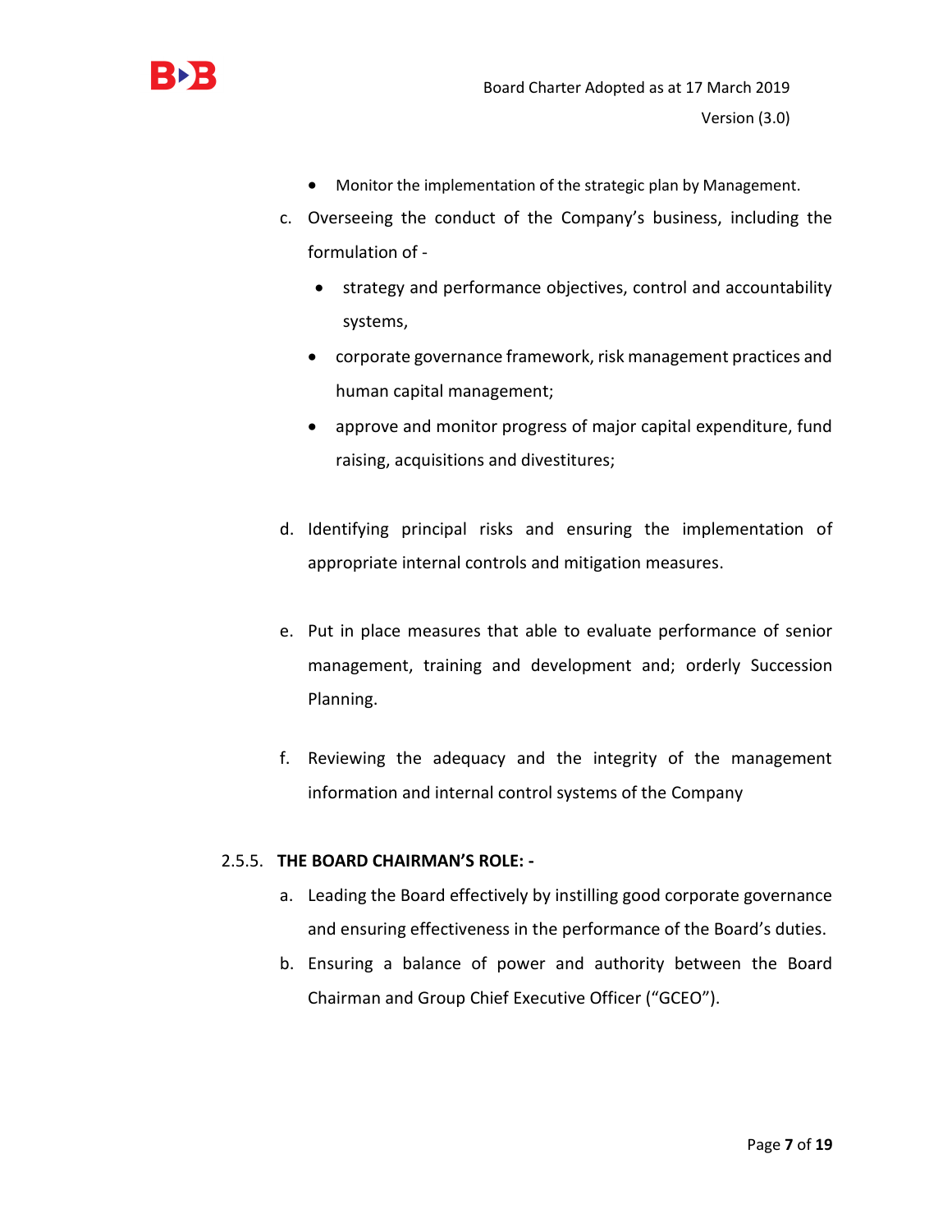- Monitor the implementation of the strategic plan by Management.

c. Overseeing the conduct of the Company's business, including the formulation of -
   - strategy and performance objectives, control and accountability systems,
   - corporate governance framework, risk management practices and human capital management;
   - approve and monitor progress of major capital expenditure, fund raising, acquisitions and divestitures;

d. Identifying principal risks and ensuring the implementation of appropriate internal controls and mitigation measures.

e. Put in place measures that able to evaluate performance of senior management, training and development and; orderly Succession Planning.

f. Reviewing the adequacy and the integrity of the management information and internal control systems of the Company

2.5.5. **THE BOARD CHAIRMAN'S ROLE: -**

a. Leading the Board effectively by instilling good corporate governance and ensuring effectiveness in the performance of the Board's duties.

b. Ensuring a balance of power and authority between the Board Chairman and Group Chief Executive Officer ("GCEO").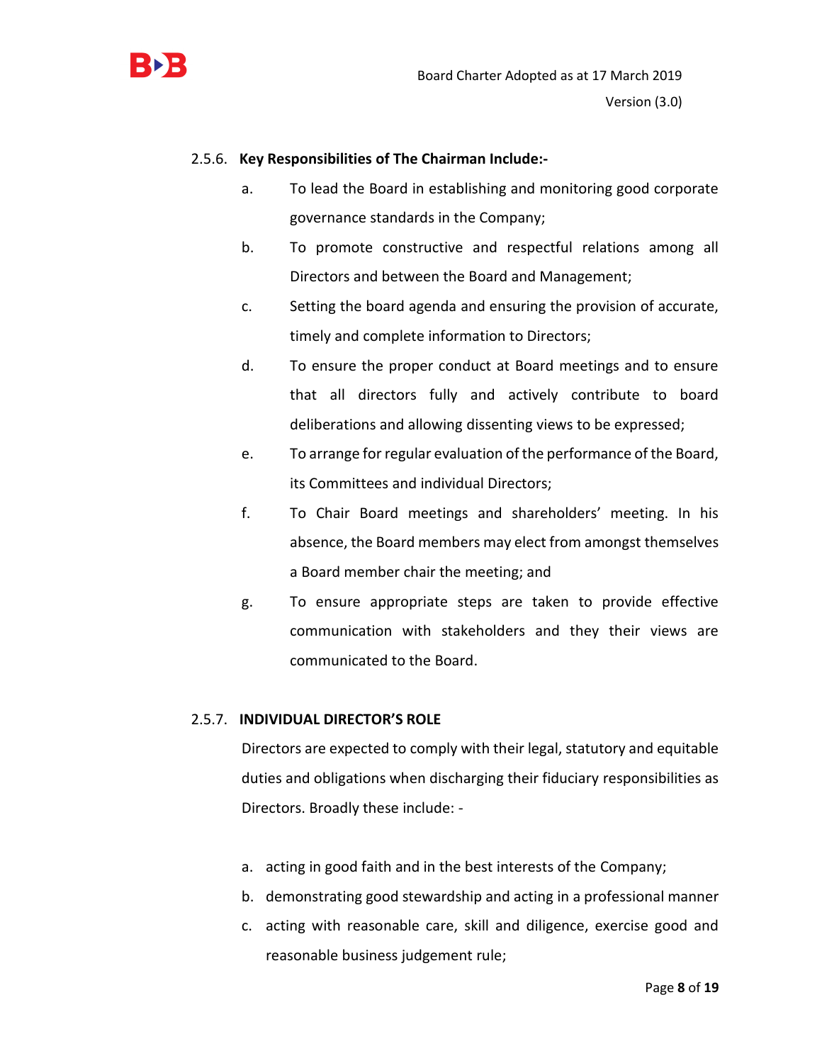### 2.5.6. **Key Responsibilities of The Chairman Include:-**

a. To lead the Board in establishing and monitoring good corporate governance standards in the Company;

b. To promote constructive and respectful relations among all Directors and between the Board and Management;

c. Setting the board agenda and ensuring the provision of accurate, timely and complete information to Directors;

d. To ensure the proper conduct at Board meetings and to ensure that all directors fully and actively contribute to board deliberations and allowing dissenting views to be expressed;

e. To arrange for regular evaluation of the performance of the Board, its Committees and individual Directors;

f. To Chair Board meetings and shareholders' meeting. In his absence, the Board members may elect from amongst themselves a Board member chair the meeting; and

g. To ensure appropriate steps are taken to provide effective communication with stakeholders and they their views are communicated to the Board.

### 2.5.7. **INDIVIDUAL DIRECTOR'S ROLE**

Directors are expected to comply with their legal, statutory and equitable duties and obligations when discharging their fiduciary responsibilities as Directors. Broadly these include: -

a. acting in good faith and in the best interests of the Company;

b. demonstrating good stewardship and acting in a professional manner

c. acting with reasonable care, skill and diligence, exercise good and reasonable business judgement rule;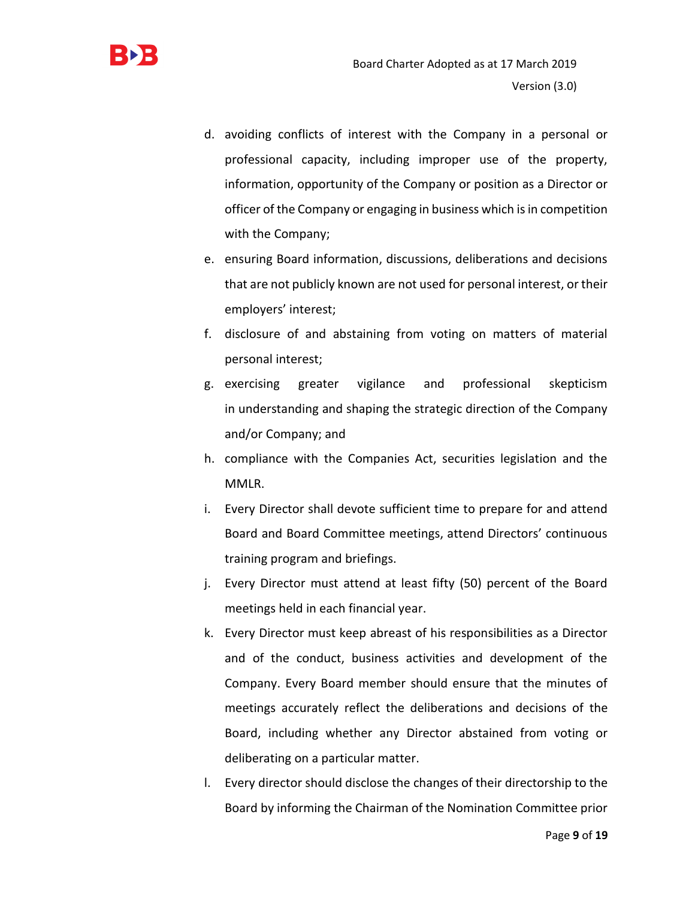d. avoiding conflicts of interest with the Company in a personal or professional capacity, including improper use of the property, information, opportunity of the Company or position as a Director or officer of the Company or engaging in business which is in competition with the Company;
e. ensuring Board information, discussions, deliberations and decisions that are not publicly known are not used for personal interest, or their employers' interest;
f. disclosure of and abstaining from voting on matters of material personal interest;
g. exercising greater vigilance and professional skepticism in understanding and shaping the strategic direction of the Company and/or Company; and
h. compliance with the Companies Act, securities legislation and the MMLR.
i. Every Director shall devote sufficient time to prepare for and attend Board and Board Committee meetings, attend Directors' continuous training program and briefings.
j. Every Director must attend at least fifty (50) percent of the Board meetings held in each financial year.
k. Every Director must keep abreast of his responsibilities as a Director and of the conduct, business activities and development of the Company. Every Board member should ensure that the minutes of meetings accurately reflect the deliberations and decisions of the Board, including whether any Director abstained from voting or deliberating on a particular matter.
l. Every director should disclose the changes of their directorship to the Board by informing the Chairman of the Nomination Committee prior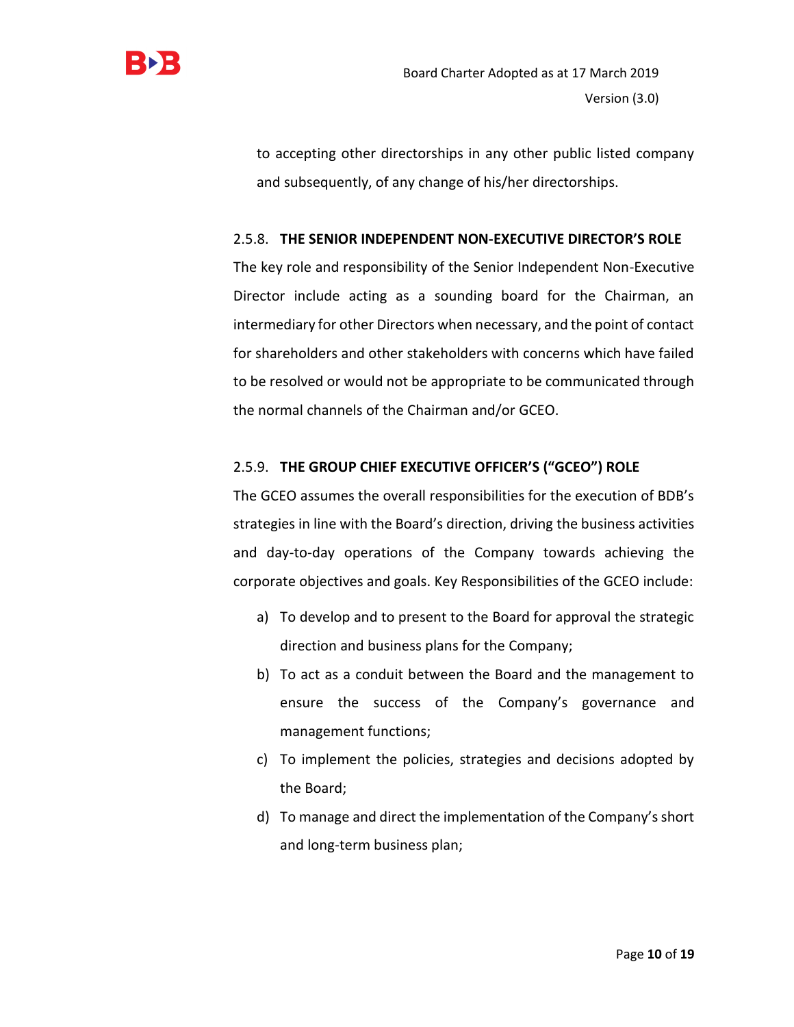to accepting other directorships in any other public listed company and subsequently, of any change of his/her directorships.

### 2.5.8. THE SENIOR INDEPENDENT NON-EXECUTIVE DIRECTOR'S ROLE

The key role and responsibility of the Senior Independent Non-Executive Director include acting as a sounding board for the Chairman, an intermediary for other Directors when necessary, and the point of contact for shareholders and other stakeholders with concerns which have failed to be resolved or would not be appropriate to be communicated through the normal channels of the Chairman and/or GCEO.

### 2.5.9. THE GROUP CHIEF EXECUTIVE OFFICER'S ("GCEO") ROLE

The GCEO assumes the overall responsibilities for the execution of BDB's strategies in line with the Board's direction, driving the business activities and day-to-day operations of the Company towards achieving the corporate objectives and goals. Key Responsibilities of the GCEO include:

a) To develop and to present to the Board for approval the strategic direction and business plans for the Company;
b) To act as a conduit between the Board and the management to ensure the success of the Company's governance and management functions;
c) To implement the policies, strategies and decisions adopted by the Board;
d) To manage and direct the implementation of the Company's short and long-term business plan;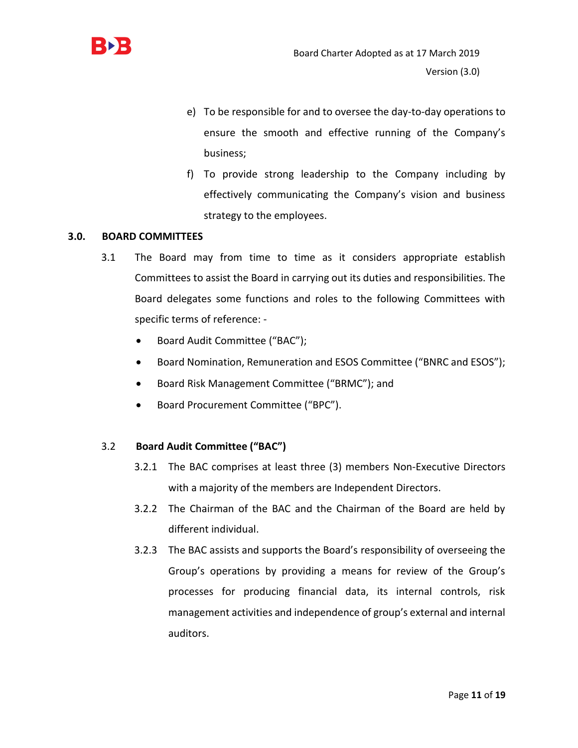e) To be responsible for and to oversee the day-to-day operations to ensure the smooth and effective running of the Company's business;

f) To provide strong leadership to the Company including by effectively communicating the Company's vision and business strategy to the employees.

## 3.0. BOARD COMMITTEES

3.1 The Board may from time to time as it considers appropriate establish Committees to assist the Board in carrying out its duties and responsibilities. The Board delegates some functions and roles to the following Committees with specific terms of reference: -

- Board Audit Committee ("BAC");
- Board Nomination, Remuneration and ESOS Committee ("BNRC and ESOS");
- Board Risk Management Committee ("BRMC"); and
- Board Procurement Committee ("BPC").

### 3.2 Board Audit Committee ("BAC")

3.2.1 The BAC comprises at least three (3) members Non-Executive Directors with a majority of the members are Independent Directors.

3.2.2 The Chairman of the BAC and the Chairman of the Board are held by different individual.

3.2.3 The BAC assists and supports the Board's responsibility of overseeing the Group's operations by providing a means for review of the Group's processes for producing financial data, its internal controls, risk management activities and independence of group's external and internal auditors.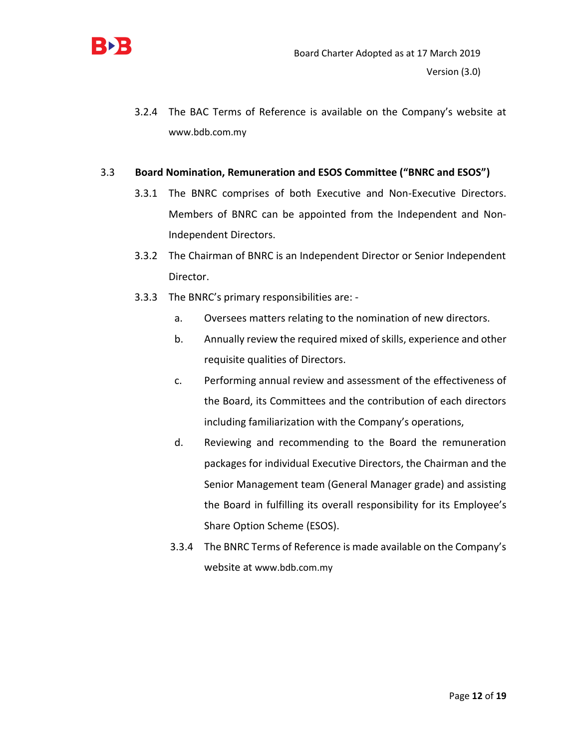3.2.4 The BAC Terms of Reference is available on the Company's website at www.bdb.com.my

### 3.3 Board Nomination, Remuneration and ESOS Committee ("BNRC and ESOS")

3.3.1 The BNRC comprises of both Executive and Non-Executive Directors. Members of BNRC can be appointed from the Independent and Non-Independent Directors.

3.3.2 The Chairman of BNRC is an Independent Director or Senior Independent Director.

3.3.3 The BNRC's primary responsibilities are: -

a. Oversees matters relating to the nomination of new directors.

b. Annually review the required mixed of skills, experience and other requisite qualities of Directors.

c. Performing annual review and assessment of the effectiveness of the Board, its Committees and the contribution of each directors including familiarization with the Company's operations,

d. Reviewing and recommending to the Board the remuneration packages for individual Executive Directors, the Chairman and the Senior Management team (General Manager grade) and assisting the Board in fulfilling its overall responsibility for its Employee's Share Option Scheme (ESOS).

3.3.4 The BNRC Terms of Reference is made available on the Company's website at www.bdb.com.my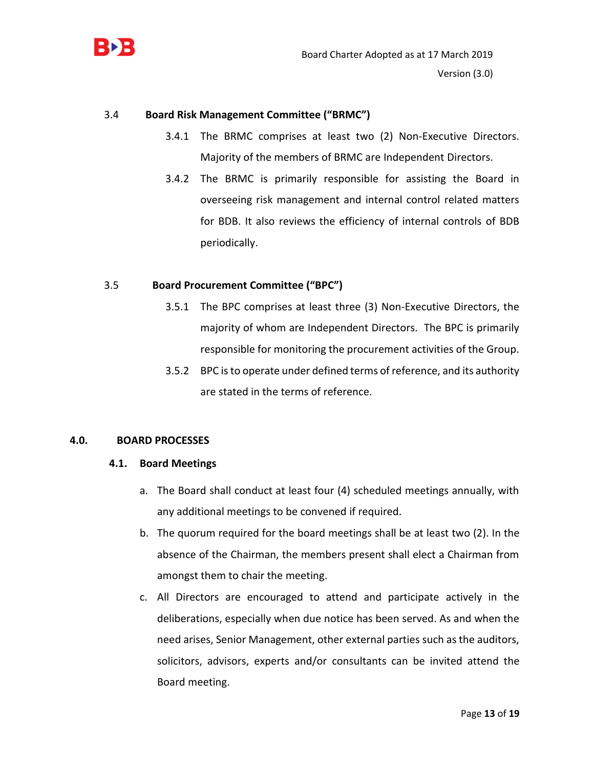### 3.4 Board Risk Management Committee ("BRMC")

3.4.1 The BRMC comprises at least two (2) Non-Executive Directors. Majority of the members of BRMC are Independent Directors.

3.4.2 The BRMC is primarily responsible for assisting the Board in overseeing risk management and internal control related matters for BDB. It also reviews the efficiency of internal controls of BDB periodically.

### 3.5 Board Procurement Committee ("BPC")

3.5.1 The BPC comprises at least three (3) Non-Executive Directors, the majority of whom are Independent Directors. The BPC is primarily responsible for monitoring the procurement activities of the Group.

3.5.2 BPC is to operate under defined terms of reference, and its authority are stated in the terms of reference.

## 4.0. BOARD PROCESSES

### 4.1. Board Meetings

a. The Board shall conduct at least four (4) scheduled meetings annually, with any additional meetings to be convened if required.

b. The quorum required for the board meetings shall be at least two (2). In the absence of the Chairman, the members present shall elect a Chairman from amongst them to chair the meeting.

c. All Directors are encouraged to attend and participate actively in the deliberations, especially when due notice has been served. As and when the need arises, Senior Management, other external parties such as the auditors, solicitors, advisors, experts and/or consultants can be invited attend the Board meeting.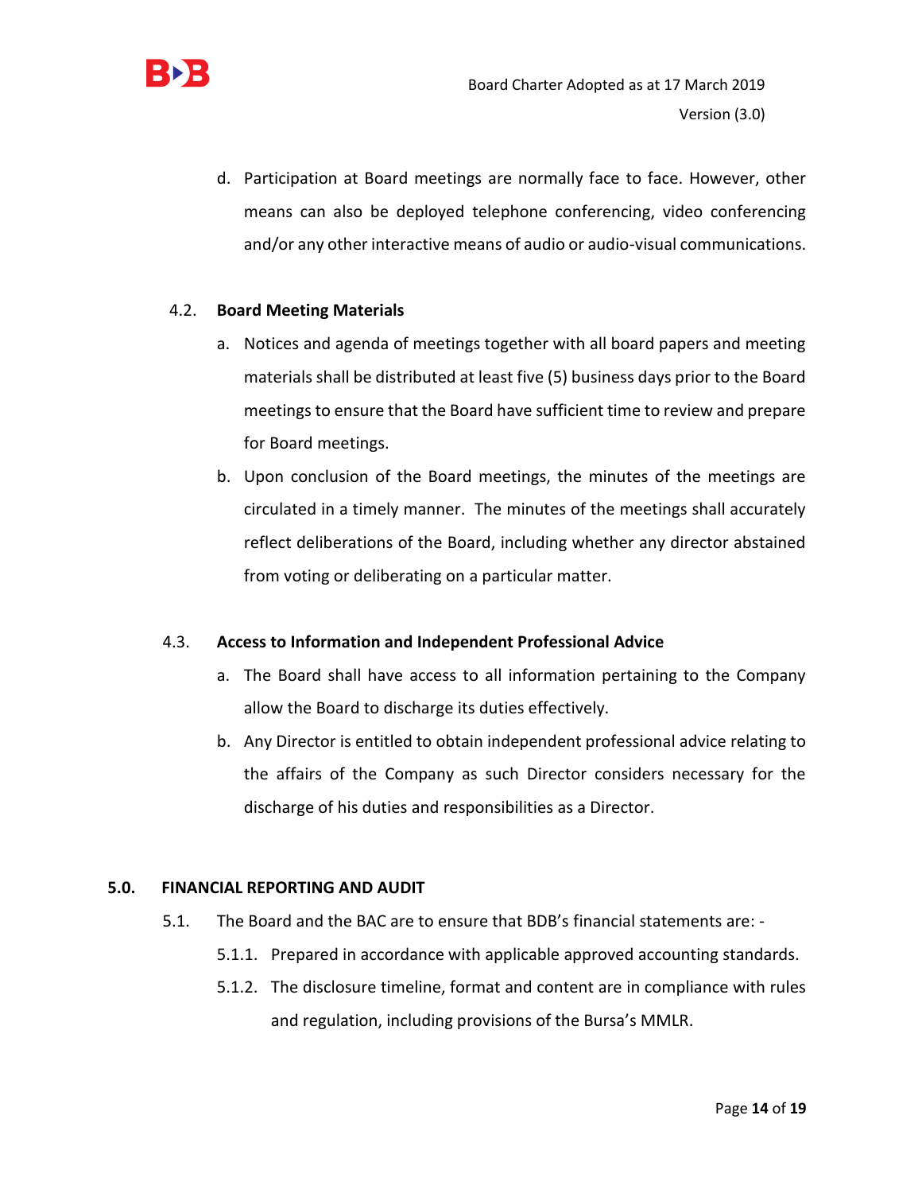d. Participation at Board meetings are normally face to face. However, other means can also be deployed telephone conferencing, video conferencing and/or any other interactive means of audio or audio-visual communications.

### 4.2. Board Meeting Materials

a. Notices and agenda of meetings together with all board papers and meeting materials shall be distributed at least five (5) business days prior to the Board meetings to ensure that the Board have sufficient time to review and prepare for Board meetings.

b. Upon conclusion of the Board meetings, the minutes of the meetings are circulated in a timely manner. The minutes of the meetings shall accurately reflect deliberations of the Board, including whether any director abstained from voting or deliberating on a particular matter.

### 4.3. Access to Information and Independent Professional Advice

a. The Board shall have access to all information pertaining to the Company allow the Board to discharge its duties effectively.

b. Any Director is entitled to obtain independent professional advice relating to the affairs of the Company as such Director considers necessary for the discharge of his duties and responsibilities as a Director.

## 5.0. FINANCIAL REPORTING AND AUDIT

5.1. The Board and the BAC are to ensure that BDB's financial statements are: -

5.1.1. Prepared in accordance with applicable approved accounting standards.

5.1.2. The disclosure timeline, format and content are in compliance with rules and regulation, including provisions of the Bursa's MMLR.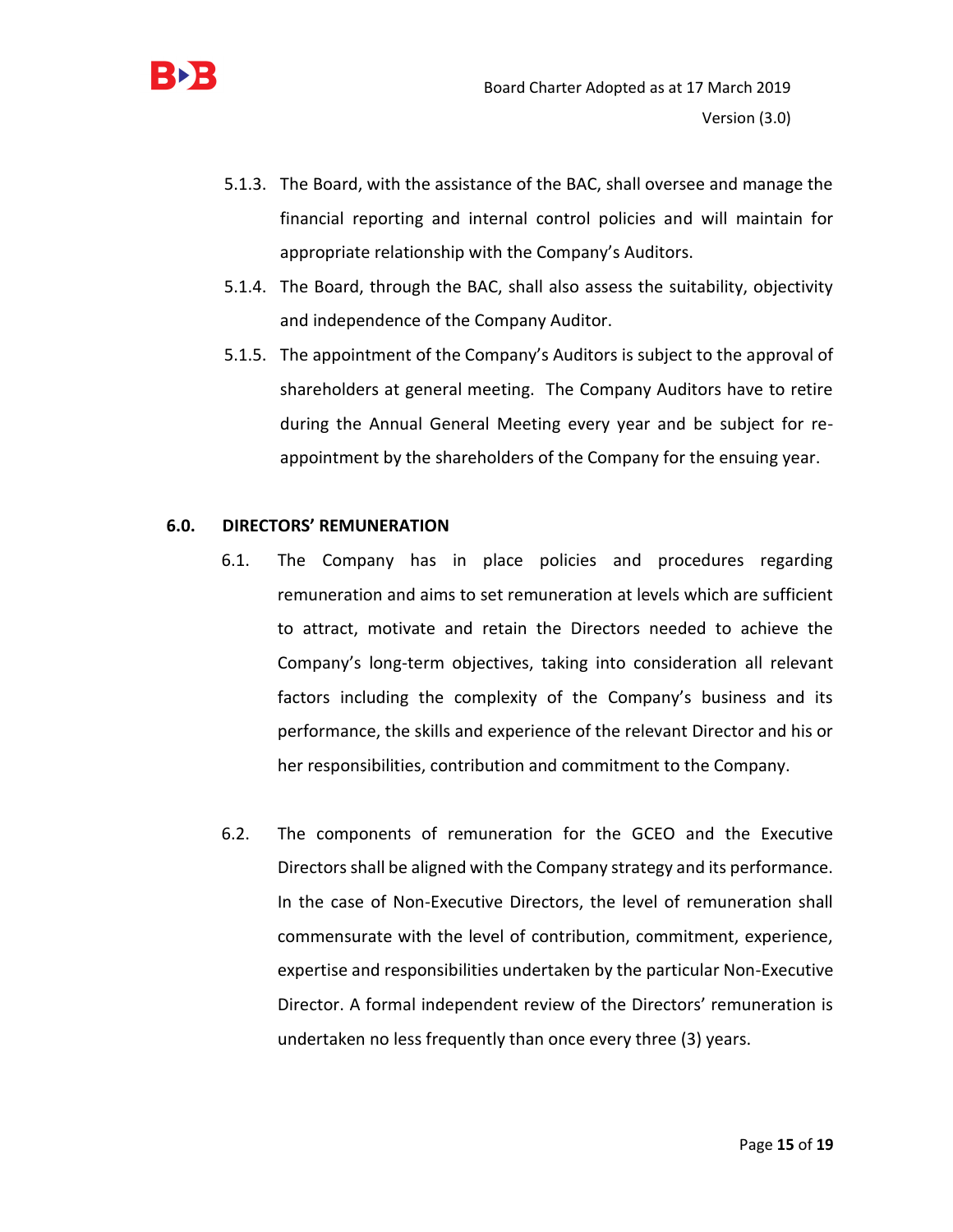5.1.3. The Board, with the assistance of the BAC, shall oversee and manage the financial reporting and internal control policies and will maintain for appropriate relationship with the Company's Auditors.

5.1.4. The Board, through the BAC, shall also assess the suitability, objectivity and independence of the Company Auditor.

5.1.5. The appointment of the Company's Auditors is subject to the approval of shareholders at general meeting. The Company Auditors have to retire during the Annual General Meeting every year and be subject for re-appointment by the shareholders of the Company for the ensuing year.

## 6.0. DIRECTORS' REMUNERATION

6.1. The Company has in place policies and procedures regarding remuneration and aims to set remuneration at levels which are sufficient to attract, motivate and retain the Directors needed to achieve the Company's long-term objectives, taking into consideration all relevant factors including the complexity of the Company's business and its performance, the skills and experience of the relevant Director and his or her responsibilities, contribution and commitment to the Company.

6.2. The components of remuneration for the GCEO and the Executive Directors shall be aligned with the Company strategy and its performance. In the case of Non-Executive Directors, the level of remuneration shall commensurate with the level of contribution, commitment, experience, expertise and responsibilities undertaken by the particular Non-Executive Director. A formal independent review of the Directors' remuneration is undertaken no less frequently than once every three (3) years.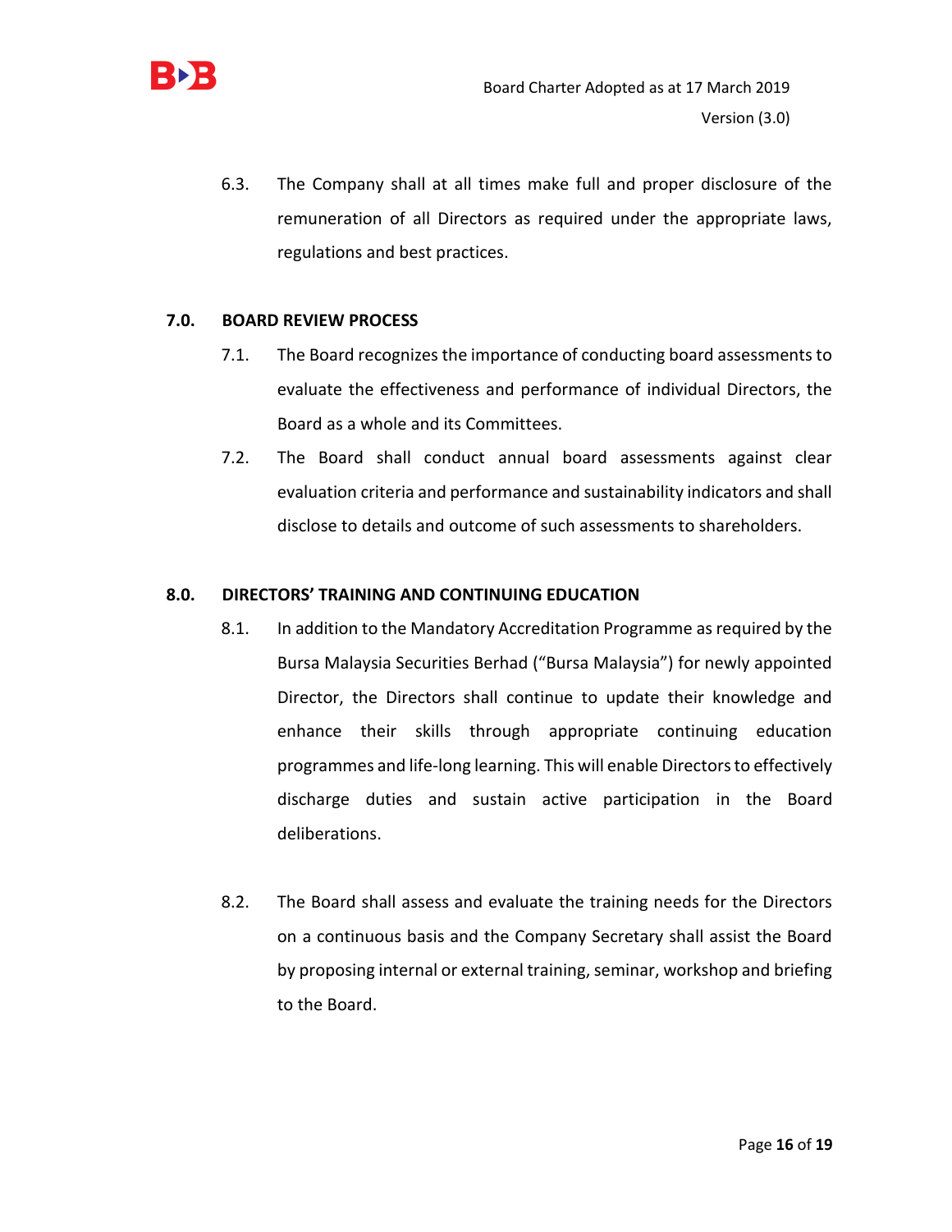6.3. The Company shall at all times make full and proper disclosure of the remuneration of all Directors as required under the appropriate laws, regulations and best practices.

## 7.0. BOARD REVIEW PROCESS

7.1. The Board recognizes the importance of conducting board assessments to evaluate the effectiveness and performance of individual Directors, the Board as a whole and its Committees.

7.2. The Board shall conduct annual board assessments against clear evaluation criteria and performance and sustainability indicators and shall disclose to details and outcome of such assessments to shareholders.

## 8.0. DIRECTORS' TRAINING AND CONTINUING EDUCATION

8.1. In addition to the Mandatory Accreditation Programme as required by the Bursa Malaysia Securities Berhad ("Bursa Malaysia") for newly appointed Director, the Directors shall continue to update their knowledge and enhance their skills through appropriate continuing education programmes and life-long learning. This will enable Directors to effectively discharge duties and sustain active participation in the Board deliberations.

8.2. The Board shall assess and evaluate the training needs for the Directors on a continuous basis and the Company Secretary shall assist the Board by proposing internal or external training, seminar, workshop and briefing to the Board.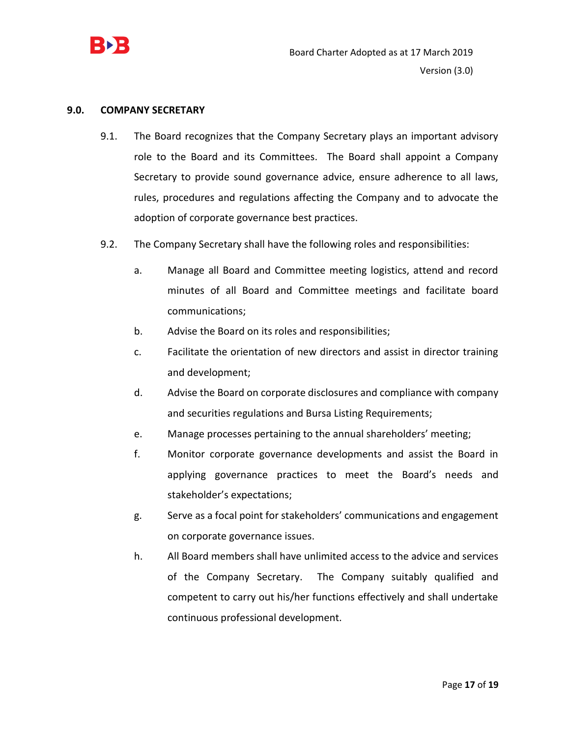## 9.0. COMPANY SECRETARY

9.1. The Board recognizes that the Company Secretary plays an important advisory role to the Board and its Committees. The Board shall appoint a Company Secretary to provide sound governance advice, ensure adherence to all laws, rules, procedures and regulations affecting the Company and to advocate the adoption of corporate governance best practices.

9.2. The Company Secretary shall have the following roles and responsibilities:

a. Manage all Board and Committee meeting logistics, attend and record minutes of all Board and Committee meetings and facilitate board communications;

b. Advise the Board on its roles and responsibilities;

c. Facilitate the orientation of new directors and assist in director training and development;

d. Advise the Board on corporate disclosures and compliance with company and securities regulations and Bursa Listing Requirements;

e. Manage processes pertaining to the annual shareholders' meeting;

f. Monitor corporate governance developments and assist the Board in applying governance practices to meet the Board's needs and stakeholder's expectations;

g. Serve as a focal point for stakeholders' communications and engagement on corporate governance issues.

h. All Board members shall have unlimited access to the advice and services of the Company Secretary. The Company suitably qualified and competent to carry out his/her functions effectively and shall undertake continuous professional development.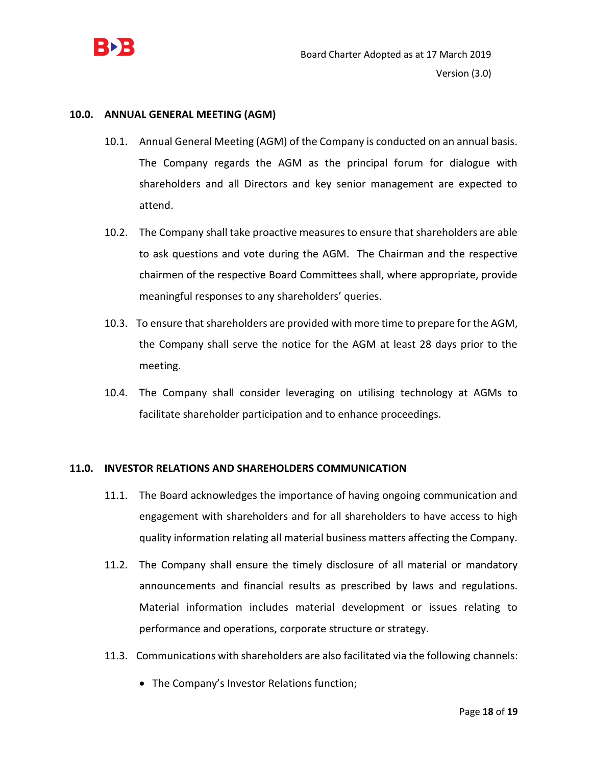## 10.0. ANNUAL GENERAL MEETING (AGM)

10.1. Annual General Meeting (AGM) of the Company is conducted on an annual basis. The Company regards the AGM as the principal forum for dialogue with shareholders and all Directors and key senior management are expected to attend.

10.2. The Company shall take proactive measures to ensure that shareholders are able to ask questions and vote during the AGM. The Chairman and the respective chairmen of the respective Board Committees shall, where appropriate, provide meaningful responses to any shareholders' queries.

10.3. To ensure that shareholders are provided with more time to prepare for the AGM, the Company shall serve the notice for the AGM at least 28 days prior to the meeting.

10.4. The Company shall consider leveraging on utilising technology at AGMs to facilitate shareholder participation and to enhance proceedings.

## 11.0. INVESTOR RELATIONS AND SHAREHOLDERS COMMUNICATION

11.1. The Board acknowledges the importance of having ongoing communication and engagement with shareholders and for all shareholders to have access to high quality information relating all material business matters affecting the Company.

11.2. The Company shall ensure the timely disclosure of all material or mandatory announcements and financial results as prescribed by laws and regulations. Material information includes material development or issues relating to performance and operations, corporate structure or strategy.

11.3. Communications with shareholders are also facilitated via the following channels:

- The Company's Investor Relations function;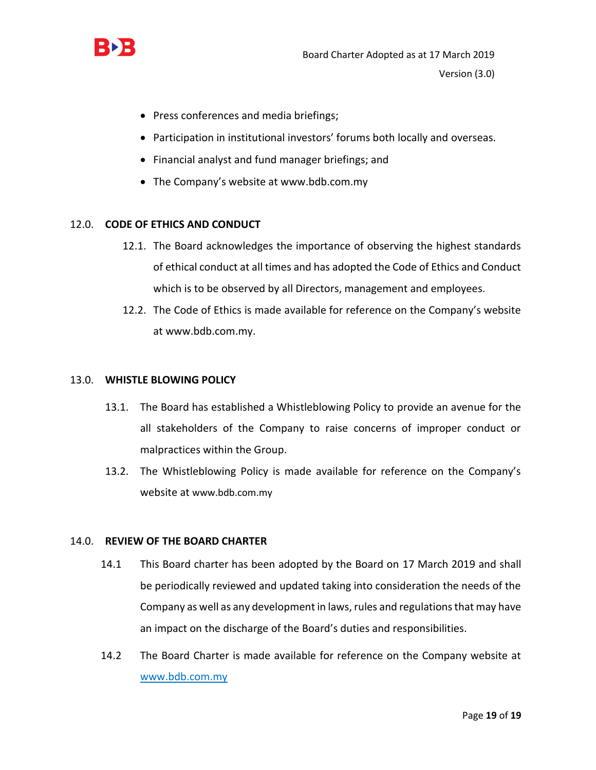- Press conferences and media briefings;
- Participation in institutional investors' forums both locally and overseas.
- Financial analyst and fund manager briefings; and
- The Company's website at www.bdb.com.my

## 12.0. CODE OF ETHICS AND CONDUCT

12.1. The Board acknowledges the importance of observing the highest standards of ethical conduct at all times and has adopted the Code of Ethics and Conduct which is to be observed by all Directors, management and employees.

12.2. The Code of Ethics is made available for reference on the Company's website at www.bdb.com.my.

## 13.0. WHISTLE BLOWING POLICY

13.1. The Board has established a Whistleblowing Policy to provide an avenue for the all stakeholders of the Company to raise concerns of improper conduct or malpractices within the Group.

13.2. The Whistleblowing Policy is made available for reference on the Company's website at www.bdb.com.my

## 14.0. REVIEW OF THE BOARD CHARTER

14.1 This Board charter has been adopted by the Board on 17 March 2019 and shall be periodically reviewed and updated taking into consideration the needs of the Company as well as any development in laws, rules and regulations that may have an impact on the discharge of the Board's duties and responsibilities.

14.2 The Board Charter is made available for reference on the Company website at www.bdb.com.my